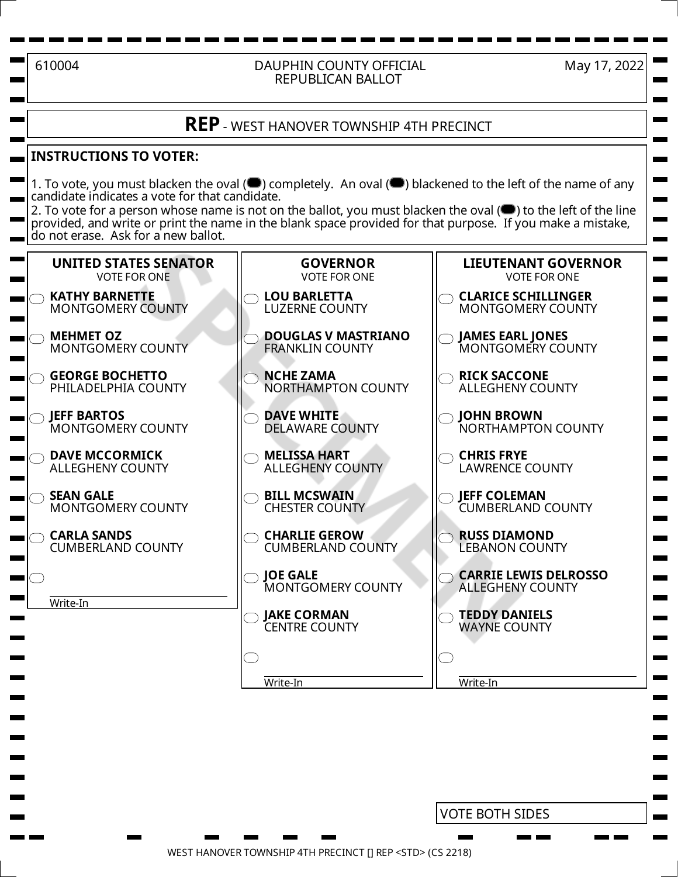610004

DAUPHIN COUNTY OFFICIAL
REPUBLICAN BALLOT

May 17, 2022

# **REP** - WEST HANOVER TOWNSHIP 4TH PRECINCT

**INSTRUCTIONS TO VOTER:**

1. To vote, you must blacken the oval (⬬) completely. An oval (⬬) blackened to the left of the name of any candidate indicates a vote for that candidate.
2. To vote for a person whose name is not on the ballot, you must blacken the oval (⬬) to the left of the line provided, and write or print the name in the blank space provided for that purpose. If you make a mistake, do not erase. Ask for a new ballot.

## UNITED STATES SENATOR
VOTE FOR ONE

- **KATHY BARNETTE** MONTGOMERY COUNTY
- **MEHMET OZ** MONTGOMERY COUNTY
- **GEORGE BOCHETTO** PHILADELPHIA COUNTY
- **JEFF BARTOS** MONTGOMERY COUNTY
- **DAVE MCCORMICK** ALLEGHENY COUNTY
- **SEAN GALE** MONTGOMERY COUNTY
- **CARLA SANDS** CUMBERLAND COUNTY
- Write-In

## GOVERNOR
VOTE FOR ONE

- **LOU BARLETTA** LUZERNE COUNTY
- **DOUGLAS V MASTRIANO** FRANKLIN COUNTY
- **NCHE ZAMA** NORTHAMPTON COUNTY
- **DAVE WHITE** DELAWARE COUNTY
- **MELISSA HART** ALLEGHENY COUNTY
- **BILL MCSWAIN** CHESTER COUNTY
- **CHARLIE GEROW** CUMBERLAND COUNTY
- **JOE GALE** MONTGOMERY COUNTY
- **JAKE CORMAN** CENTRE COUNTY
- Write-In

## LIEUTENANT GOVERNOR
VOTE FOR ONE

- **CLARICE SCHILLINGER** MONTGOMERY COUNTY
- **JAMES EARL JONES** MONTGOMERY COUNTY
- **RICK SACCONE** ALLEGHENY COUNTY
- **JOHN BROWN** NORTHAMPTON COUNTY
- **CHRIS FRYE** LAWRENCE COUNTY
- **JEFF COLEMAN** CUMBERLAND COUNTY
- **RUSS DIAMOND** LEBANON COUNTY
- **CARRIE LEWIS DELROSSO** ALLEGHENY COUNTY
- **TEDDY DANIELS** WAYNE COUNTY
- Write-In

VOTE BOTH SIDES

WEST HANOVER TOWNSHIP 4TH PRECINCT [] REP <STD> (CS 2218)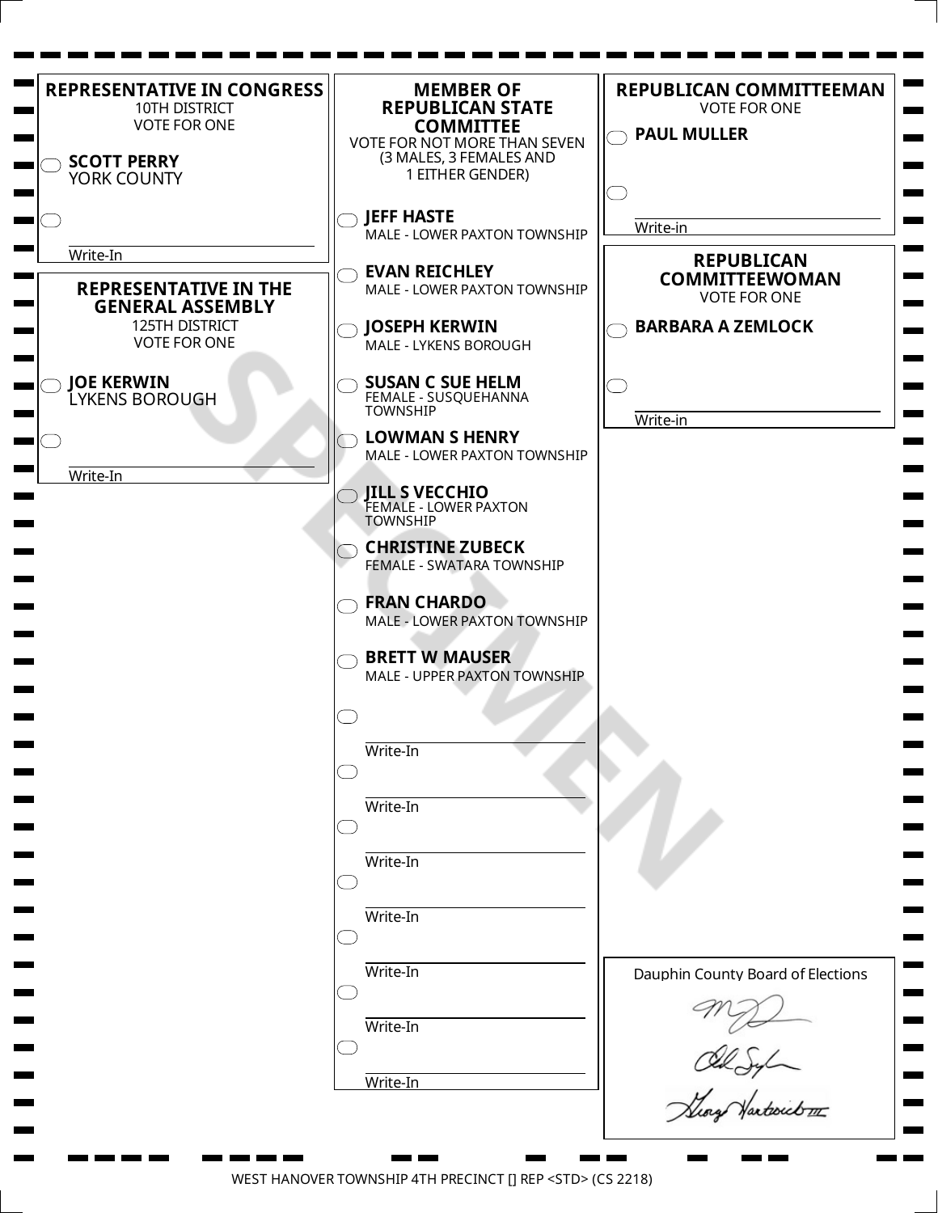## REPRESENTATIVE IN CONGRESS

10TH DISTRICT
VOTE FOR ONE

- **SCOTT PERRY**
  YORK COUNTY
- Write-In

## REPRESENTATIVE IN THE GENERAL ASSEMBLY

125TH DISTRICT
VOTE FOR ONE

- **JOE KERWIN**
  LYKENS BOROUGH
- Write-In

## MEMBER OF REPUBLICAN STATE COMMITTEE

VOTE FOR NOT MORE THAN SEVEN
(3 MALES, 3 FEMALES AND
1 EITHER GENDER)

- **JEFF HASTE**
  MALE - LOWER PAXTON TOWNSHIP
- **EVAN REICHLEY**
  MALE - LOWER PAXTON TOWNSHIP
- **JOSEPH KERWIN**
  MALE - LYKENS BOROUGH
- **SUSAN C SUE HELM**
  FEMALE - SUSQUEHANNA TOWNSHIP
- **LOWMAN S HENRY**
  MALE - LOWER PAXTON TOWNSHIP
- **JILL S VECCHIO**
  FEMALE - LOWER PAXTON TOWNSHIP
- **CHRISTINE ZUBECK**
  FEMALE - SWATARA TOWNSHIP
- **FRAN CHARDO**
  MALE - LOWER PAXTON TOWNSHIP
- **BRETT W MAUSER**
  MALE - UPPER PAXTON TOWNSHIP
- Write-In
- Write-In
- Write-In
- Write-In
- Write-In
- Write-In
- Write-In

## REPUBLICAN COMMITTEEMAN

VOTE FOR ONE

- **PAUL MULLER**
- Write-in

## REPUBLICAN COMMITTEEWOMAN

VOTE FOR ONE

- **BARBARA A ZEMLOCK**
- Write-in

SPECIMEN

Dauphin County Board of Elections

WEST HANOVER TOWNSHIP 4TH PRECINCT [] REP <STD> (CS 2218)